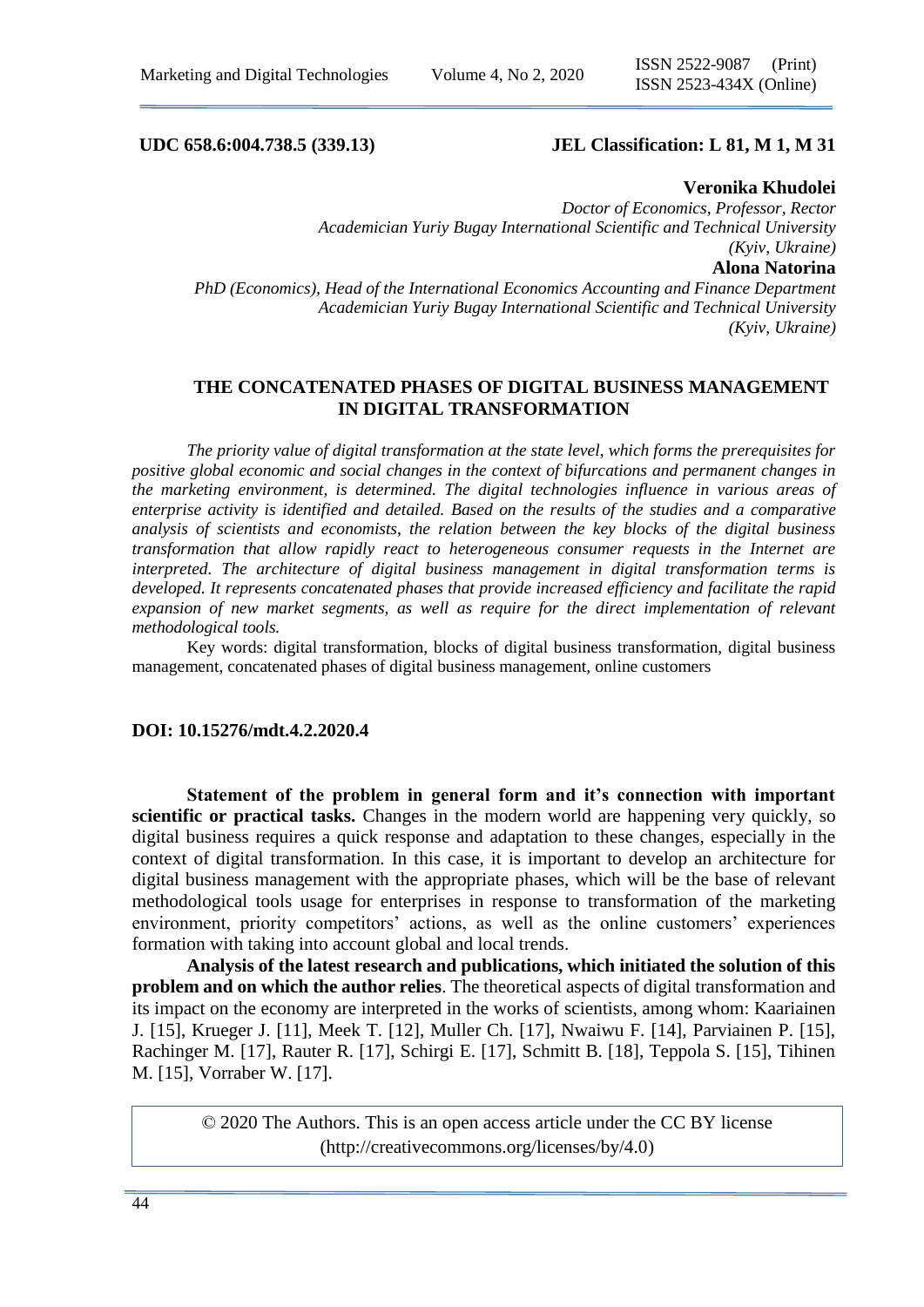**UDC 658.6:004.738.5 (339.13)** **JEL Classification: L 81, M 1, M 31**

**Veronika Khudolei**
*Doctor of Economics, Professor, Rector*
*Academician Yuriy Bugay International Scientific and Technical University*
*(Kyiv, Ukraine)*

**Alona Natorina**
*PhD (Economics), Head of the International Economics Accounting and Finance Department*
*Academician Yuriy Bugay International Scientific and Technical University*
*(Kyiv, Ukraine)*

# THE CONCATENATED PHASES OF DIGITAL BUSINESS MANAGEMENT IN DIGITAL TRANSFORMATION

*The priority value of digital transformation at the state level, which forms the prerequisites for positive global economic and social changes in the context of bifurcations and permanent changes in the marketing environment, is determined. The digital technologies influence in various areas of enterprise activity is identified and detailed. Based on the results of the studies and a comparative analysis of scientists and economists, the relation between the key blocks of the digital business transformation that allow rapidly react to heterogeneous consumer requests in the Internet are interpreted. The architecture of digital business management in digital transformation terms is developed. It represents concatenated phases that provide increased efficiency and facilitate the rapid expansion of new market segments, as well as require for the direct implementation of relevant methodological tools.*

Key words: digital transformation, blocks of digital business transformation, digital business management, concatenated phases of digital business management, online customers

**DOI: 10.15276/mdt.4.2.2020.4**

**Statement of the problem in general form and it's connection with important scientific or practical tasks.** Changes in the modern world are happening very quickly, so digital business requires a quick response and adaptation to these changes, especially in the context of digital transformation. In this case, it is important to develop an architecture for digital business management with the appropriate phases, which will be the base of relevant methodological tools usage for enterprises in response to transformation of the marketing environment, priority competitors' actions, as well as the online customers' experiences formation with taking into account global and local trends.

**Analysis of the latest research and publications, which initiated the solution of this problem and on which the author relies**. The theoretical aspects of digital transformation and its impact on the economy are interpreted in the works of scientists, among whom: Kaariainen J. [15], Krueger J. [11], Meek T. [12], Muller Ch. [17], Nwaiwu F. [14], Parviainen P. [15], Rachinger M. [17], Rauter R. [17], Schirgi E. [17], Schmitt B. [18], Teppola S. [15], Tihinen M. [15], Vorraber W. [17].

© 2020 The Authors. This is an open access article under the CC BY license (http://creativecommons.org/licenses/by/4.0)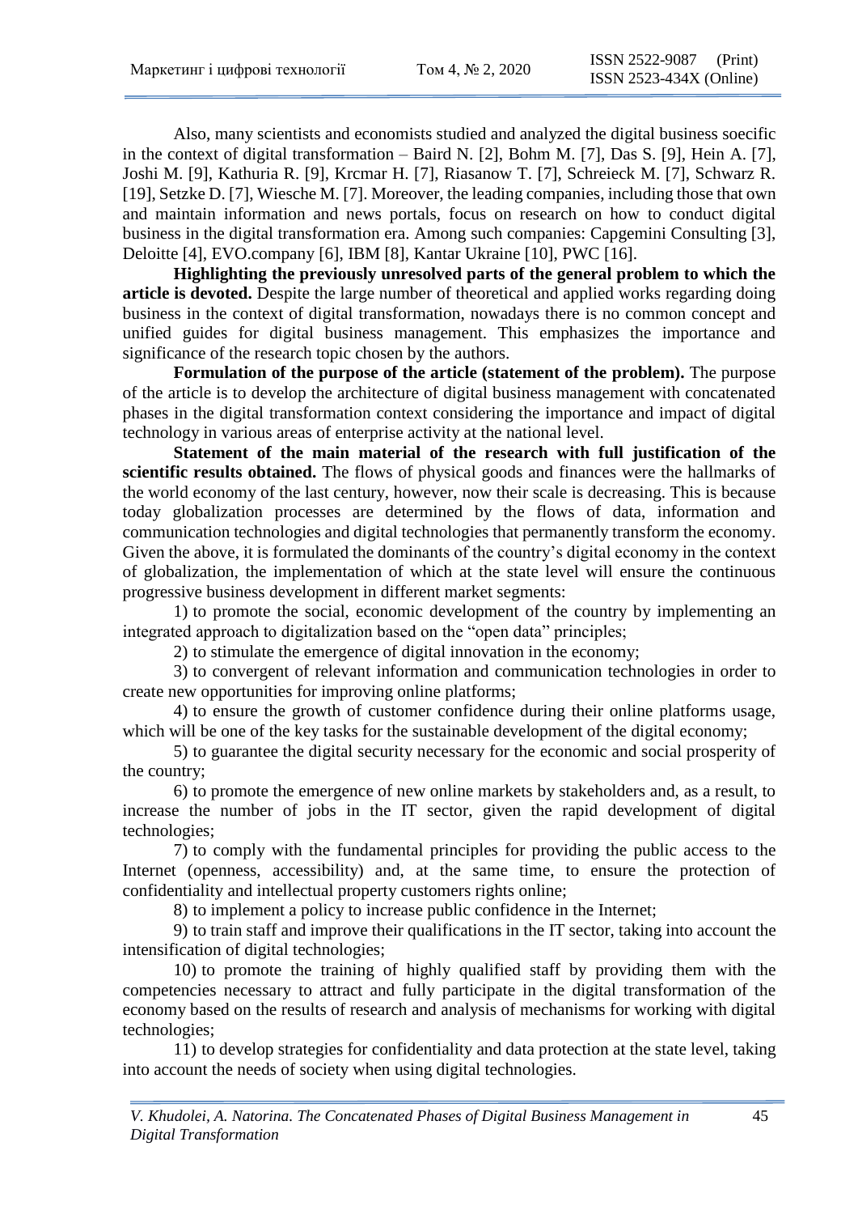Also, many scientists and economists studied and analyzed the digital business soecific in the context of digital transformation – Baird N. [2], Bohm M. [7], Das S. [9], Hein A. [7], Joshi M. [9], Kathuria R. [9], Krcmar H. [7], Riasanow T. [7], Schreieck M. [7], Schwarz R. [19], Setzke D. [7], Wiesche M. [7]. Moreover, the leading companies, including those that own and maintain information and news portals, focus on research on how to conduct digital business in the digital transformation era. Among such companies: Capgemini Consulting [3], Deloitte [4], EVO.company [6], IBM [8], Kantar Ukraine [10], PWC [16].

**Highlighting the previously unresolved parts of the general problem to which the article is devoted.** Despite the large number of theoretical and applied works regarding doing business in the context of digital transformation, nowadays there is no common concept and unified guides for digital business management. This emphasizes the importance and significance of the research topic chosen by the authors.

**Formulation of the purpose of the article (statement of the problem).** The purpose of the article is to develop the architecture of digital business management with concatenated phases in the digital transformation context considering the importance and impact of digital technology in various areas of enterprise activity at the national level.

**Statement of the main material of the research with full justification of the scientific results obtained.** The flows of physical goods and finances were the hallmarks of the world economy of the last century, however, now their scale is decreasing. This is because today globalization processes are determined by the flows of data, information and communication technologies and digital technologies that permanently transform the economy. Given the above, it is formulated the dominants of the country's digital economy in the context of globalization, the implementation of which at the state level will ensure the continuous progressive business development in different market segments:

1) to promote the social, economic development of the country by implementing an integrated approach to digitalization based on the "open data" principles;

2) to stimulate the emergence of digital innovation in the economy;

3) to convergent of relevant information and communication technologies in order to create new opportunities for improving online platforms;

4) to ensure the growth of customer confidence during their online platforms usage, which will be one of the key tasks for the sustainable development of the digital economy;

5) to guarantee the digital security necessary for the economic and social prosperity of the country;

6) to promote the emergence of new online markets by stakeholders and, as a result, to increase the number of jobs in the IT sector, given the rapid development of digital technologies;

7) to comply with the fundamental principles for providing the public access to the Internet (openness, accessibility) and, at the same time, to ensure the protection of confidentiality and intellectual property customers rights online;

8) to implement a policy to increase public confidence in the Internet;

9) to train staff and improve their qualifications in the IT sector, taking into account the intensification of digital technologies;

10) to promote the training of highly qualified staff by providing them with the competencies necessary to attract and fully participate in the digital transformation of the economy based on the results of research and analysis of mechanisms for working with digital technologies;

11) to develop strategies for confidentiality and data protection at the state level, taking into account the needs of society when using digital technologies.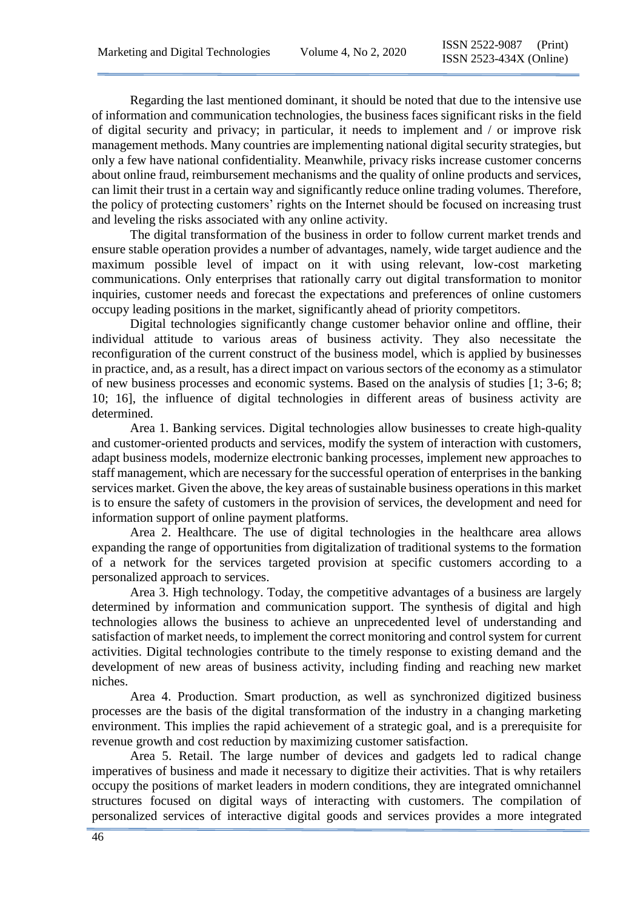Regarding the last mentioned dominant, it should be noted that due to the intensive use of information and communication technologies, the business faces significant risks in the field of digital security and privacy; in particular, it needs to implement and / or improve risk management methods. Many countries are implementing national digital security strategies, but only a few have national confidentiality. Meanwhile, privacy risks increase customer concerns about online fraud, reimbursement mechanisms and the quality of online products and services, can limit their trust in a certain way and significantly reduce online trading volumes. Therefore, the policy of protecting customers' rights on the Internet should be focused on increasing trust and leveling the risks associated with any online activity.

The digital transformation of the business in order to follow current market trends and ensure stable operation provides a number of advantages, namely, wide target audience and the maximum possible level of impact on it with using relevant, low-cost marketing communications. Only enterprises that rationally carry out digital transformation to monitor inquiries, customer needs and forecast the expectations and preferences of online customers occupy leading positions in the market, significantly ahead of priority competitors.

Digital technologies significantly change customer behavior online and offline, their individual attitude to various areas of business activity. They also necessitate the reconfiguration of the current construct of the business model, which is applied by businesses in practice, and, as a result, has a direct impact on various sectors of the economy as a stimulator of new business processes and economic systems. Based on the analysis of studies [1; 3-6; 8; 10; 16], the influence of digital technologies in different areas of business activity are determined.

Area 1. Banking services. Digital technologies allow businesses to create high-quality and customer-oriented products and services, modify the system of interaction with customers, adapt business models, modernize electronic banking processes, implement new approaches to staff management, which are necessary for the successful operation of enterprises in the banking services market. Given the above, the key areas of sustainable business operations in this market is to ensure the safety of customers in the provision of services, the development and need for information support of online payment platforms.

Area 2. Healthcare. The use of digital technologies in the healthcare area allows expanding the range of opportunities from digitalization of traditional systems to the formation of a network for the services targeted provision at specific customers according to a personalized approach to services.

Area 3. High technology. Today, the competitive advantages of a business are largely determined by information and communication support. The synthesis of digital and high technologies allows the business to achieve an unprecedented level of understanding and satisfaction of market needs, to implement the correct monitoring and control system for current activities. Digital technologies contribute to the timely response to existing demand and the development of new areas of business activity, including finding and reaching new market niches.

Area 4. Production. Smart production, as well as synchronized digitized business processes are the basis of the digital transformation of the industry in a changing marketing environment. This implies the rapid achievement of a strategic goal, and is a prerequisite for revenue growth and cost reduction by maximizing customer satisfaction.

Area 5. Retail. The large number of devices and gadgets led to radical change imperatives of business and made it necessary to digitize their activities. That is why retailers occupy the positions of market leaders in modern conditions, they are integrated omnichannel structures focused on digital ways of interacting with customers. The compilation of personalized services of interactive digital goods and services provides a more integrated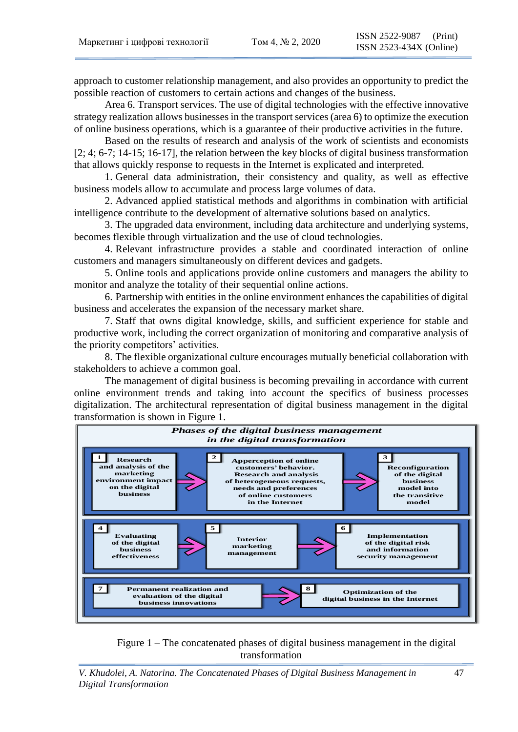approach to customer relationship management, and also provides an opportunity to predict the possible reaction of customers to certain actions and changes of the business.

Area 6. Transport services. The use of digital technologies with the effective innovative strategy realization allows businesses in the transport services (area 6) to optimize the execution of online business operations, which is a guarantee of their productive activities in the future.

Based on the results of research and analysis of the work of scientists and economists [2; 4; 6-7; 14-15; 16-17], the relation between the key blocks of digital business transformation that allows quickly response to requests in the Internet is explicated and interpreted.

1. General data administration, their consistency and quality, as well as effective business models allow to accumulate and process large volumes of data.

2. Advanced applied statistical methods and algorithms in combination with artificial intelligence contribute to the development of alternative solutions based on analytics.

3. The upgraded data environment, including data architecture and underlying systems, becomes flexible through virtualization and the use of cloud technologies.

4. Relevant infrastructure provides a stable and coordinated interaction of online customers and managers simultaneously on different devices and gadgets.

5. Online tools and applications provide online customers and managers the ability to monitor and analyze the totality of their sequential online actions.

6. Partnership with entities in the online environment enhances the capabilities of digital business and accelerates the expansion of the necessary market share.

7. Staff that owns digital knowledge, skills, and sufficient experience for stable and productive work, including the correct organization of monitoring and comparative analysis of the priority competitors' activities.

8. The flexible organizational culture encourages mutually beneficial collaboration with stakeholders to achieve a common goal.

The management of digital business is becoming prevailing in accordance with current online environment trends and taking into account the specifics of business processes digitalization. The architectural representation of digital business management in the digital transformation is shown in Figure 1.

***Phases of the digital business management in the digital transformation***

**1** Research and analysis of the marketing environment impact on the digital business → **2** Apperception of online customers' behavior. Research and analysis of heterogeneous requests, needs and preferences of online customers in the Internet → **3** Reconfiguration of the digital business model into the transitive model

**4** Evaluating of the digital business effectiveness → **5** Interior marketing management → **6** Implementation of the digital risk and information security management

**7** Permanent realization and evaluation of the digital business innovations → **8** Optimization of the digital business in the Internet

Figure 1 – The concatenated phases of digital business management in the digital transformation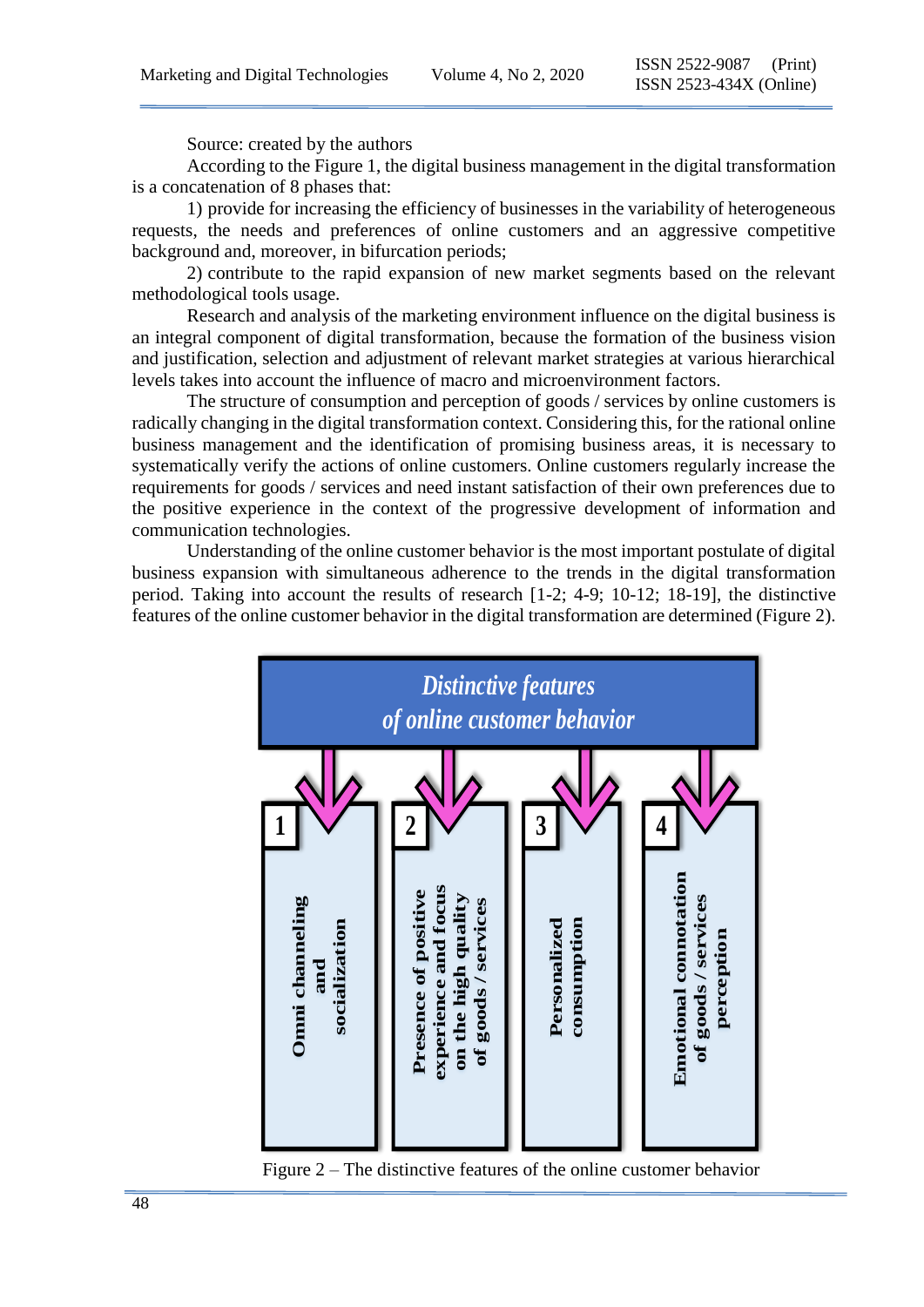Source: created by the authors

According to the Figure 1, the digital business management in the digital transformation is a concatenation of 8 phases that:

1) provide for increasing the efficiency of businesses in the variability of heterogeneous requests, the needs and preferences of online customers and an aggressive competitive background and, moreover, in bifurcation periods;

2) contribute to the rapid expansion of new market segments based on the relevant methodological tools usage.

Research and analysis of the marketing environment influence on the digital business is an integral component of digital transformation, because the formation of the business vision and justification, selection and adjustment of relevant market strategies at various hierarchical levels takes into account the influence of macro and microenvironment factors.

The structure of consumption and perception of goods / services by online customers is radically changing in the digital transformation context. Considering this, for the rational online business management and the identification of promising business areas, it is necessary to systematically verify the actions of online customers. Online customers regularly increase the requirements for goods / services and need instant satisfaction of their own preferences due to the positive experience in the context of the progressive development of information and communication technologies.

Understanding of the online customer behavior is the most important postulate of digital business expansion with simultaneous adherence to the trends in the digital transformation period. Taking into account the results of research [1-2; 4-9; 10-12; 18-19], the distinctive features of the online customer behavior in the digital transformation are determined (Figure 2).

*Distinctive features of online customer behavior*

1. Omni channeling and socialization
2. Presence of positive experience and focus on the high quality of goods / services
3. Personalized consumption
4. Emotional connotation of goods / services perception

Figure 2 – The distinctive features of the online customer behavior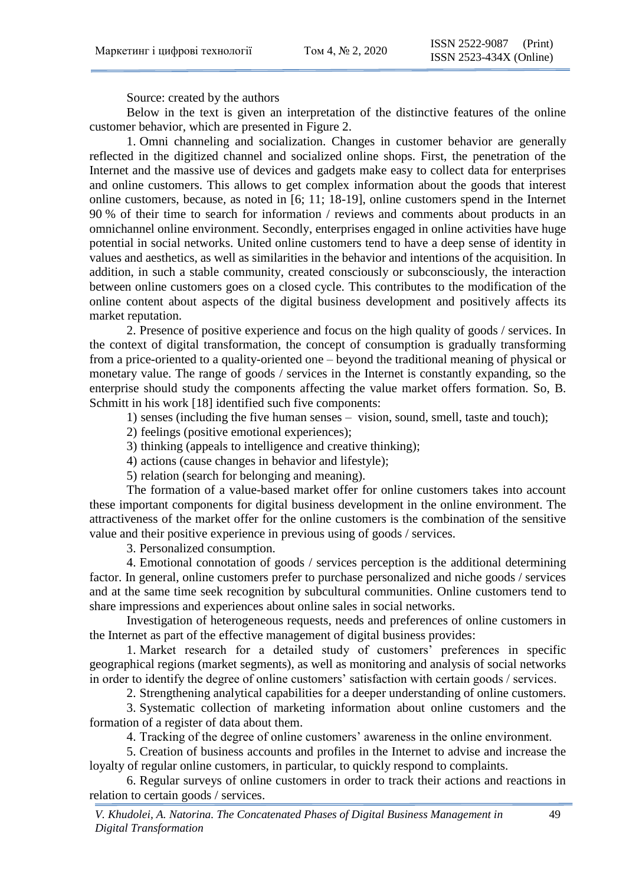Source: created by the authors

Below in the text is given an interpretation of the distinctive features of the online customer behavior, which are presented in Figure 2.

1. Omni channeling and socialization. Changes in customer behavior are generally reflected in the digitized channel and socialized online shops. First, the penetration of the Internet and the massive use of devices and gadgets make easy to collect data for enterprises and online customers. This allows to get complex information about the goods that interest online customers, because, as noted in [6; 11; 18-19], online customers spend in the Internet 90 % of their time to search for information / reviews and comments about products in an omnichannel online environment. Secondly, enterprises engaged in online activities have huge potential in social networks. United online customers tend to have a deep sense of identity in values and aesthetics, as well as similarities in the behavior and intentions of the acquisition. In addition, in such a stable community, created consciously or subconsciously, the interaction between online customers goes on a closed cycle. This contributes to the modification of the online content about aspects of the digital business development and positively affects its market reputation.

2. Presence of positive experience and focus on the high quality of goods / services. In the context of digital transformation, the concept of consumption is gradually transforming from a price-oriented to a quality-oriented one – beyond the traditional meaning of physical or monetary value. The range of goods / services in the Internet is constantly expanding, so the enterprise should study the components affecting the value market offers formation. So, B. Schmitt in his work [18] identified such five components:

1) senses (including the five human senses – vision, sound, smell, taste and touch);

2) feelings (positive emotional experiences);

3) thinking (appeals to intelligence and creative thinking);

4) actions (cause changes in behavior and lifestyle);

5) relation (search for belonging and meaning).

The formation of a value-based market offer for online customers takes into account these important components for digital business development in the online environment. The attractiveness of the market offer for the online customers is the combination of the sensitive value and their positive experience in previous using of goods / services.

3. Personalized consumption.

4. Emotional connotation of goods / services perception is the additional determining factor. In general, online customers prefer to purchase personalized and niche goods / services and at the same time seek recognition by subcultural communities. Online customers tend to share impressions and experiences about online sales in social networks.

Investigation of heterogeneous requests, needs and preferences of online customers in the Internet as part of the effective management of digital business provides:

1. Market research for a detailed study of customers' preferences in specific geographical regions (market segments), as well as monitoring and analysis of social networks in order to identify the degree of online customers' satisfaction with certain goods / services.

2. Strengthening analytical capabilities for a deeper understanding of online customers.

3. Systematic collection of marketing information about online customers and the formation of a register of data about them.

4. Tracking of the degree of online customers' awareness in the online environment.

5. Creation of business accounts and profiles in the Internet to advise and increase the loyalty of regular online customers, in particular, to quickly respond to complaints.

6. Regular surveys of online customers in order to track their actions and reactions in relation to certain goods / services.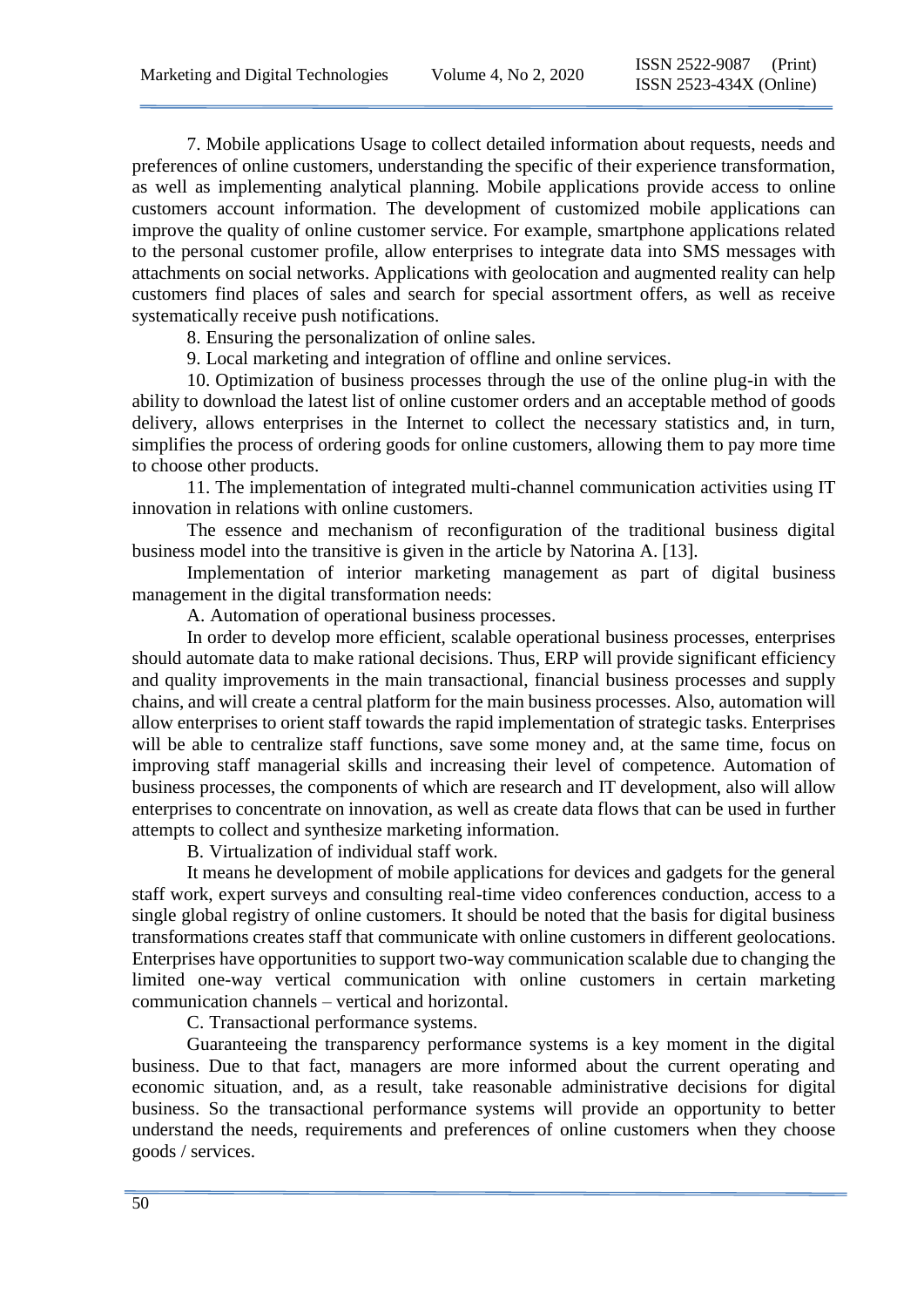7. Mobile applications Usage to collect detailed information about requests, needs and preferences of online customers, understanding the specific of their experience transformation, as well as implementing analytical planning. Mobile applications provide access to online customers account information. The development of customized mobile applications can improve the quality of online customer service. For example, smartphone applications related to the personal customer profile, allow enterprises to integrate data into SMS messages with attachments on social networks. Applications with geolocation and augmented reality can help customers find places of sales and search for special assortment offers, as well as receive systematically receive push notifications.

8. Ensuring the personalization of online sales.

9. Local marketing and integration of offline and online services.

10. Optimization of business processes through the use of the online plug-in with the ability to download the latest list of online customer orders and an acceptable method of goods delivery, allows enterprises in the Internet to collect the necessary statistics and, in turn, simplifies the process of ordering goods for online customers, allowing them to pay more time to choose other products.

11. The implementation of integrated multi-channel communication activities using IT innovation in relations with online customers.

The essence and mechanism of reconfiguration of the traditional business digital business model into the transitive is given in the article by Natorina A. [13].

Implementation of interior marketing management as part of digital business management in the digital transformation needs:

A. Automation of operational business processes.

In order to develop more efficient, scalable operational business processes, enterprises should automate data to make rational decisions. Thus, ERP will provide significant efficiency and quality improvements in the main transactional, financial business processes and supply chains, and will create a central platform for the main business processes. Also, automation will allow enterprises to orient staff towards the rapid implementation of strategic tasks. Enterprises will be able to centralize staff functions, save some money and, at the same time, focus on improving staff managerial skills and increasing their level of competence. Automation of business processes, the components of which are research and IT development, also will allow enterprises to concentrate on innovation, as well as create data flows that can be used in further attempts to collect and synthesize marketing information.

B. Virtualization of individual staff work.

It means he development of mobile applications for devices and gadgets for the general staff work, expert surveys and consulting real-time video conferences conduction, access to a single global registry of online customers. It should be noted that the basis for digital business transformations creates staff that communicate with online customers in different geolocations. Enterprises have opportunities to support two-way communication scalable due to changing the limited one-way vertical communication with online customers in certain marketing communication channels – vertical and horizontal.

C. Transactional performance systems.

Guaranteeing the transparency performance systems is a key moment in the digital business. Due to that fact, managers are more informed about the current operating and economic situation, and, as a result, take reasonable administrative decisions for digital business. So the transactional performance systems will provide an opportunity to better understand the needs, requirements and preferences of online customers when they choose goods / services.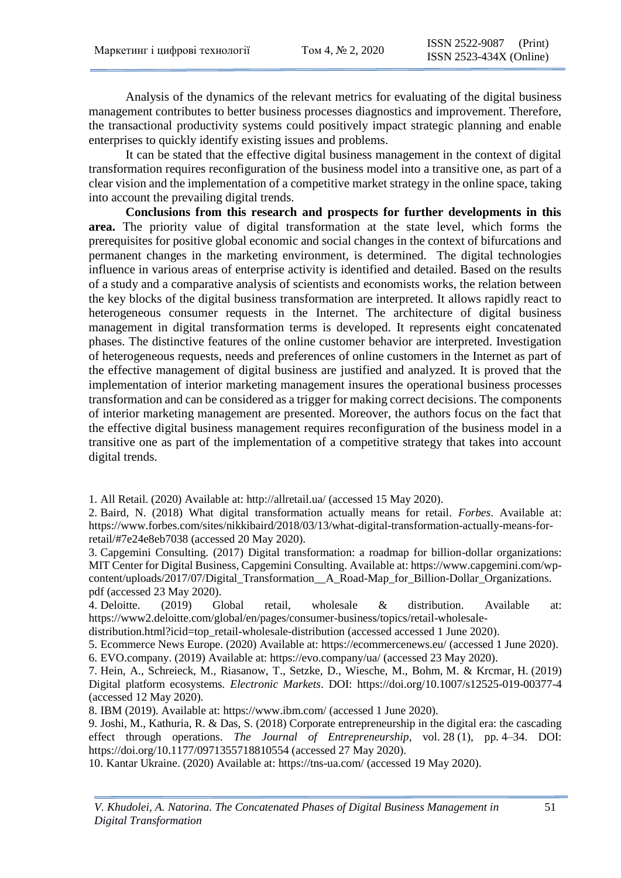Analysis of the dynamics of the relevant metrics for evaluating of the digital business management contributes to better business processes diagnostics and improvement. Therefore, the transactional productivity systems could positively impact strategic planning and enable enterprises to quickly identify existing issues and problems.

It can be stated that the effective digital business management in the context of digital transformation requires reconfiguration of the business model into a transitive one, as part of a clear vision and the implementation of a competitive market strategy in the online space, taking into account the prevailing digital trends.

**Conclusions from this research and prospects for further developments in this area.** The priority value of digital transformation at the state level, which forms the prerequisites for positive global economic and social changes in the context of bifurcations and permanent changes in the marketing environment, is determined. The digital technologies influence in various areas of enterprise activity is identified and detailed. Based on the results of a study and a comparative analysis of scientists and economists works, the relation between the key blocks of the digital business transformation are interpreted. It allows rapidly react to heterogeneous consumer requests in the Internet. The architecture of digital business management in digital transformation terms is developed. It represents eight concatenated phases. The distinctive features of the online customer behavior are interpreted. Investigation of heterogeneous requests, needs and preferences of online customers in the Internet as part of the effective management of digital business are justified and analyzed. It is proved that the implementation of interior marketing management insures the operational business processes transformation and can be considered as a trigger for making correct decisions. The components of interior marketing management are presented. Moreover, the authors focus on the fact that the effective digital business management requires reconfiguration of the business model in a transitive one as part of the implementation of a competitive strategy that takes into account digital trends.

1. All Retail. (2020) Available at: http://allretail.ua/ (accessed 15 May 2020).
2. Baird, N. (2018) What digital transformation actually means for retail. *Forbes*. Available at: https://www.forbes.com/sites/nikkibaird/2018/03/13/what-digital-transformation-actually-means-for-retail/#7e24e8eb7038 (accessed 20 May 2020).
3. Capgemini Consulting. (2017) Digital transformation: a roadmap for billion-dollar organizations: MIT Center for Digital Business, Capgemini Consulting. Available at: https://www.capgemini.com/wp-content/uploads/2017/07/Digital_Transformation__A_Road-Map_for_Billion-Dollar_Organizations.pdf (accessed 23 May 2020).
4. Deloitte. (2019) Global retail, wholesale & distribution. Available at: https://www2.deloitte.com/global/en/pages/consumer-business/topics/retail-wholesale-distribution.html?icid=top_retail-wholesale-distribution (accessed accessed 1 June 2020).
5. Ecommerce News Europe. (2020) Available at: https://ecommercenews.eu/ (accessed 1 June 2020).
6. EVO.company. (2019) Available at: https://evo.company/ua/ (accessed 23 May 2020).
7. Hein, A., Schreieck, M., Riasanow, T., Setzke, D., Wiesche, M., Bohm, M. & Krcmar, H. (2019) Digital platform ecosystems. *Electronic Markets*. DOI: https://doi.org/10.1007/s12525-019-00377-4 (accessed 12 May 2020).
8. IBM (2019). Available at: https://www.ibm.com/ (accessed 1 June 2020).
9. Joshi, M., Kathuria, R. & Das, S. (2018) Corporate entrepreneurship in the digital era: the cascading effect through operations. *The Journal of Entrepreneurship*, vol. 28 (1), pp. 4–34. DOI: https://doi.org/10.1177/0971355718810554 (accessed 27 May 2020).
10. Kantar Ukraine. (2020) Available at: https://tns-ua.com/ (accessed 19 May 2020).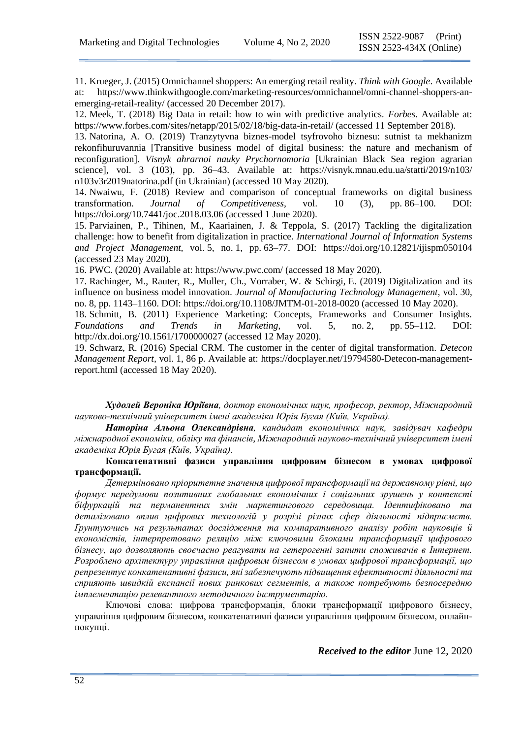11. Krueger, J. (2015) Omnichannel shoppers: An emerging retail reality. *Think with Google*. Available at: https://www.thinkwithgoogle.com/marketing-resources/omnichannel/omni-channel-shoppers-an-emerging-retail-reality/ (accessed 20 December 2017).

12. Meek, T. (2018) Big Data in retail: how to win with predictive analytics. *Forbes*. Available at: https://www.forbes.com/sites/netapp/2015/02/18/big-data-in-retail/ (accessed 11 September 2018).

13. Natorina, A. O. (2019) Tranzytyvna biznes-model tsyfrovoho biznesu: sutnist ta mekhanizm rekonfihuruvannia [Transitive business model of digital business: the nature and mechanism of reconfiguration]. *Visnyk ahrarnoi nauky Prychornomoria* [Ukrainian Black Sea region agrarian science], vol. 3 (103), pp. 36–43. Available at: https://visnyk.mnau.edu.ua/statti/2019/n103/n103v3r2019natorina.pdf (in Ukrainian) (accessed 10 May 2020).

14. Nwaiwu, F. (2018) Review and comparison of conceptual frameworks on digital business transformation. *Journal of Competitiveness*, vol. 10 (3), pp. 86–100. DOI: https://doi.org/10.7441/joc.2018.03.06 (accessed 1 June 2020).

15. Parviainen, P., Tihinen, M., Kaariainen, J. & Teppola, S. (2017) Tackling the digitalization challenge: how to benefit from digitalization in practice. *International Journal of Information Systems and Project Management,* vol. 5, no. 1, pp. 63–77. DOI: https://doi.org/10.12821/ijispm050104 (accessed 23 May 2020).

16. PWC. (2020) Available at: https://www.pwc.com/ (accessed 18 May 2020).

17. Rachinger, M., Rauter, R., Muller, Ch., Vorraber, W. & Schirgi, E. (2019) Digitalization and its influence on business model innovation. *Journal of Manufacturing Technology Management*, vol. 30, no. 8, pp. 1143–1160. DOI: https://doi.org/10.1108/JMTM-01-2018-0020 (accessed 10 May 2020).

18. Schmitt, B. (2011) Experience Marketing: Concepts, Frameworks and Consumer Insights. *Foundations and Trends in Marketing*, vol. 5, no. 2, pp. 55–112. DOI: http://dx.doi.org/10.1561/1700000027 (accessed 12 May 2020).

19. Schwarz, R. (2016) Special CRM. The customer in the center of digital transformation. *Detecon Management Report*, vol. 1, 86 p. Available at: https://docplayer.net/19794580-Detecon-management-report.html (accessed 18 May 2020).

***Худолей Вероніка Юріївна****, доктор економічних наук, професор, ректор, Міжнародний науково-технічний університет імені академіка Юрія Бугая (Київ, Україна).*

***Наторіна Альона Олександрівна****, кандидат економічних наук, завідувач кафедри міжнародної економіки, обліку та фінансів, Міжнародний науково-технічний університет імені академіка Юрія Бугая (Київ, Україна).*

**Конкатенативні фазиси управління цифровим бізнесом в умовах цифрової трансформації.**

*Детерміновано пріоритетне значення цифрової трансформації на державному рівні, що формує передумови позитивних глобальних економічних і соціальних зрушень у контексті біфуркацій та перманентних змін маркетингового середовища. Ідентифіковано та деталізовано вплив цифрових технологій у розрізі різних сфер діяльності підприємств. Ґрунтуючись на результатах дослідження та компаративного аналізу робіт науковців й економістів, інтерпретовано реляцію між ключовими блоками трансформації цифрового бізнесу, що дозволяють своєчасно реагувати на гетерогенні запити споживачів в Інтернет. Розроблено архітектуру управління цифровим бізнесом в умовах цифрової трансформації, що репрезентує конкатенативні фазиси, які забезпечують підвищення ефективності діяльності та сприяють швидкій експансії нових ринкових сегментів, а також потребують безпосередню імплементацію релевантного методичного інструментарію.*

Ключові слова: цифрова трансформація, блоки трансформації цифрового бізнесу, управління цифровим бізнесом, конкатенативні фазиси управління цифровим бізнесом, онлайн-покупці.

***Received to the editor*** June 12, 2020